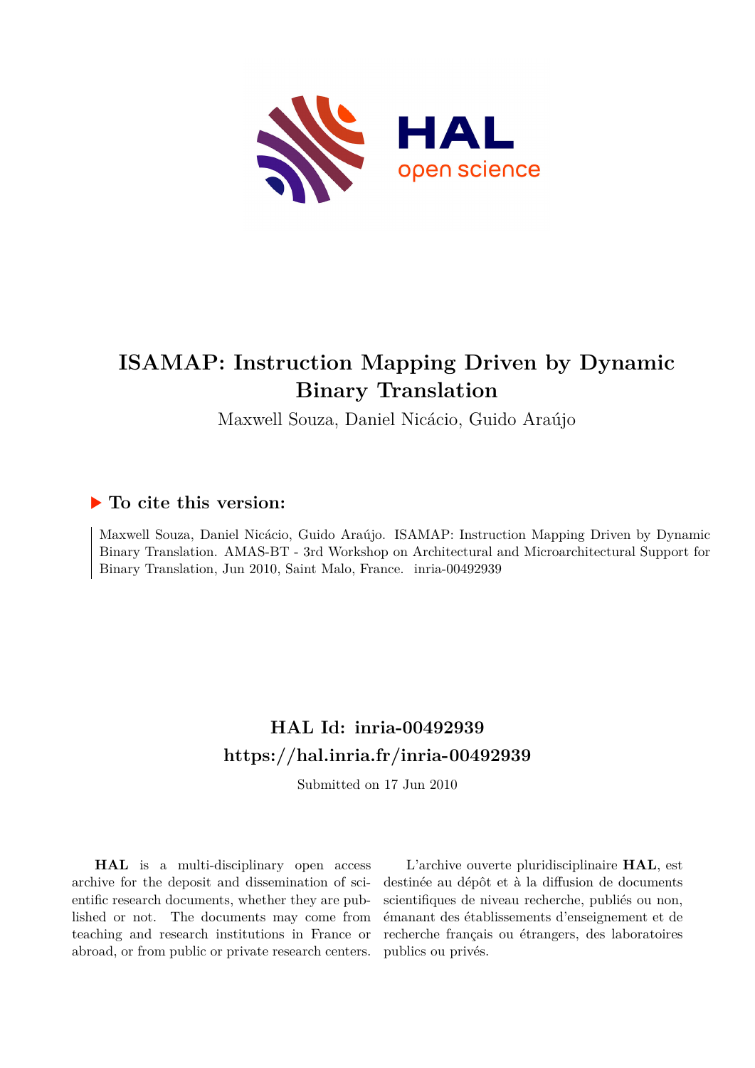# ISAMAP: Instruction Mapping Driven by Dynamic Binary Translation

Maxwell Souza, Daniel Nicácio, Guido Araújo

## ▶ To cite this version:

Maxwell Souza, Daniel Nicácio, Guido Araújo. ISAMAP: Instruction Mapping Driven by Dynamic Binary Translation. AMAS-BT - 3rd Workshop on Architectural and Microarchitectural Support for Binary Translation, Jun 2010, Saint Malo, France. inria-00492939

## HAL Id: inria-00492939
## https://hal.inria.fr/inria-00492939

Submitted on 17 Jun 2010

**HAL** is a multi-disciplinary open access archive for the deposit and dissemination of scientific research documents, whether they are published or not. The documents may come from teaching and research institutions in France or abroad, or from public or private research centers.

L'archive ouverte pluridisciplinaire **HAL**, est destinée au dépôt et à la diffusion de documents scientifiques de niveau recherche, publiés ou non, émanant des établissements d'enseignement et de recherche français ou étrangers, des laboratoires publics ou privés.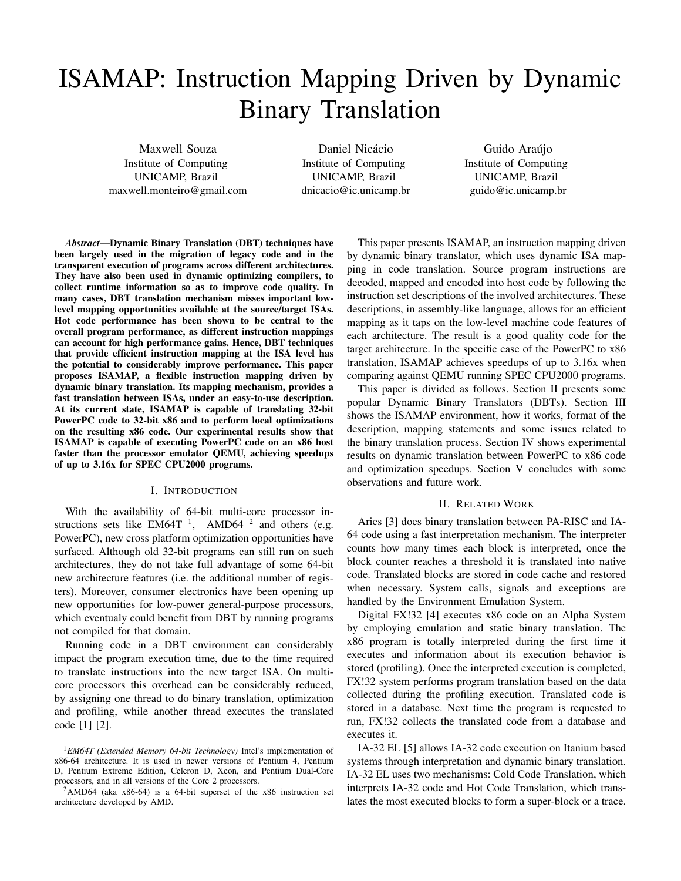# ISAMAP: Instruction Mapping Driven by Dynamic Binary Translation

Maxwell Souza
Institute of Computing
UNICAMP, Brazil
maxwell.monteiro@gmail.com

Daniel Nicácio
Institute of Computing
UNICAMP, Brazil
dnicacio@ic.unicamp.br

Guido Araújo
Institute of Computing
UNICAMP, Brazil
guido@ic.unicamp.br

***Abstract*—Dynamic Binary Translation (DBT) techniques have been largely used in the migration of legacy code and in the transparent execution of programs across different architectures. They have also been used in dynamic optimizing compilers, to collect runtime information so as to improve code quality. In many cases, DBT translation mechanism misses important low-level mapping opportunities available at the source/target ISAs. Hot code performance has been shown to be central to the overall program performance, as different instruction mappings can account for high performance gains. Hence, DBT techniques that provide efficient instruction mapping at the ISA level has the potential to considerably improve performance. This paper proposes ISAMAP, a flexible instruction mapping driven by dynamic binary translation. Its mapping mechanism, provides a fast translation between ISAs, under an easy-to-use description. At its current state, ISAMAP is capable of translating 32-bit PowerPC code to 32-bit x86 and to perform local optimizations on the resulting x86 code. Our experimental results show that ISAMAP is capable of executing PowerPC code on an x86 host faster than the processor emulator QEMU, achieving speedups of up to 3.16x for SPEC CPU2000 programs.**

## I. Introduction

With the availability of 64-bit multi-core processor instructions sets like EM64T [1], AMD64 [2] and others (e.g. PowerPC), new cross platform optimization opportunities have surfaced. Although old 32-bit programs can still run on such architectures, they do not take full advantage of some 64-bit new architecture features (i.e. the additional number of registers). Moreover, consumer electronics have been opening up new opportunities for low-power general-purpose processors, which eventualy could benefit from DBT by running programs not compiled for that domain.

Running code in a DBT environment can considerably impact the program execution time, due to the time required to translate instructions into the new target ISA. On multi-core processors this overhead can be considerably reduced, by assigning one thread to do binary translation, optimization and profiling, while another thread executes the translated code [1] [2].

[1] *EM64T (Extended Memory 64-bit Technology)* Intel's implementation of x86-64 architecture. It is used in newer versions of Pentium 4, Pentium D, Pentium Extreme Edition, Celeron D, Xeon, and Pentium Dual-Core processors, and in all versions of the Core 2 processors.

[2] AMD64 (aka x86-64) is a 64-bit superset of the x86 instruction set architecture developed by AMD.

This paper presents ISAMAP, an instruction mapping driven by dynamic binary translator, which uses dynamic ISA mapping in code translation. Source program instructions are decoded, mapped and encoded into host code by following the instruction set descriptions of the involved architectures. These descriptions, in assembly-like language, allows for an efficient mapping as it taps on the low-level machine code features of each architecture. The result is a good quality code for the target architecture. In the specific case of the PowerPC to x86 translation, ISAMAP achieves speedups of up to 3.16x when comparing against QEMU running SPEC CPU2000 programs.

This paper is divided as follows. Section II presents some popular Dynamic Binary Translators (DBTs). Section III shows the ISAMAP environment, how it works, format of the description, mapping statements and some issues related to the binary translation process. Section IV shows experimental results on dynamic translation between PowerPC to x86 code and optimization speedups. Section V concludes with some observations and future work.

## II. Related Work

Aries [3] does binary translation between PA-RISC and IA-64 code using a fast interpretation mechanism. The interpreter counts how many times each block is interpreted, once the block counter reaches a threshold it is translated into native code. Translated blocks are stored in code cache and restored when necessary. System calls, signals and exceptions are handled by the Environment Emulation System.

Digital FX!32 [4] executes x86 code on an Alpha System by employing emulation and static binary translation. The x86 program is totally interpreted during the first time it executes and information about its execution behavior is stored (profiling). Once the interpreted execution is completed, FX!32 system performs program translation based on the data collected during the profiling execution. Translated code is stored in a database. Next time the program is requested to run, FX!32 collects the translated code from a database and executes it.

IA-32 EL [5] allows IA-32 code execution on Itanium based systems through interpretation and dynamic binary translation. IA-32 EL uses two mechanisms: Cold Code Translation, which interprets IA-32 code and Hot Code Translation, which translates the most executed blocks to form a super-block or a trace.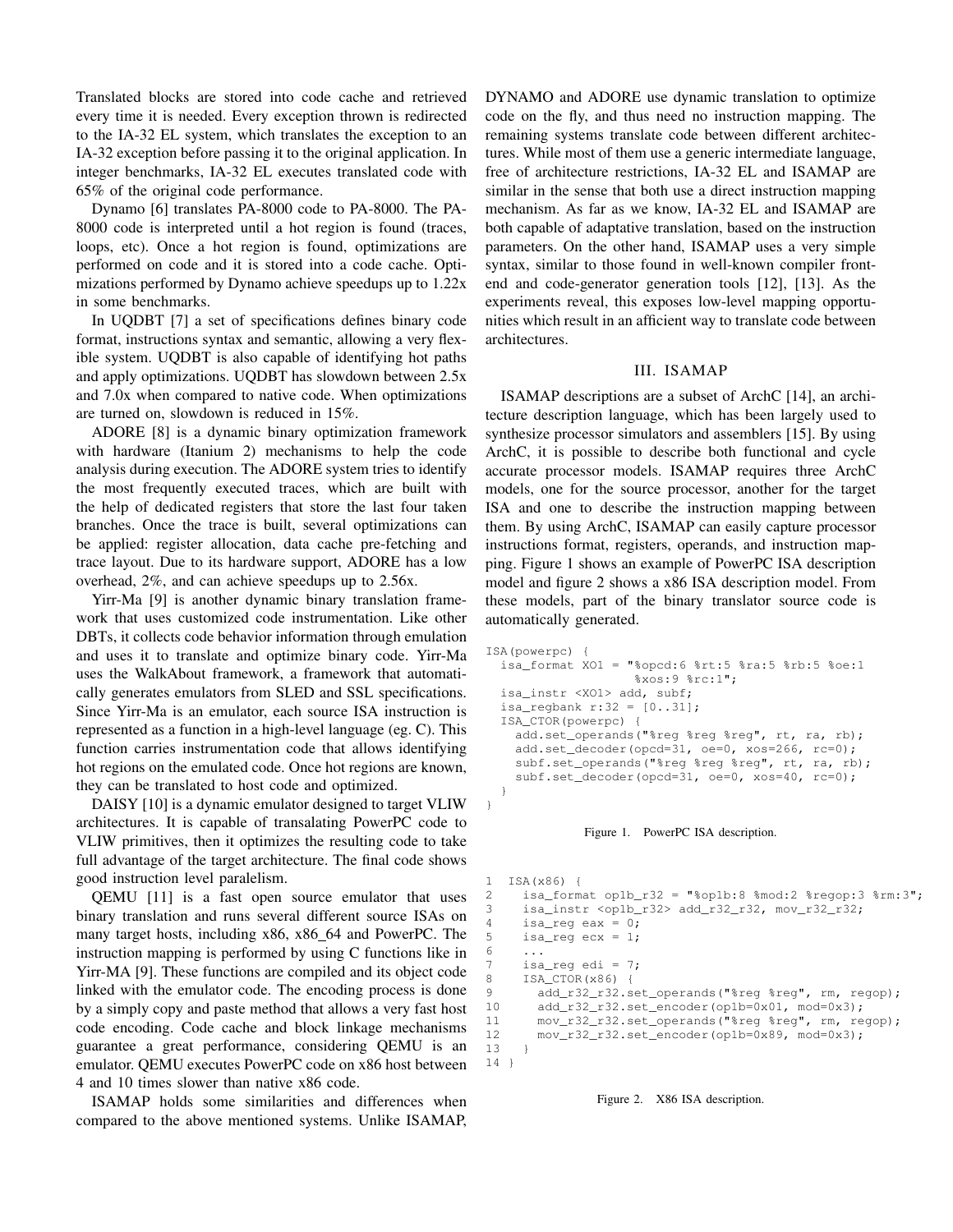Translated blocks are stored into code cache and retrieved every time it is needed. Every exception thrown is redirected to the IA-32 EL system, which translates the exception to an IA-32 exception before passing it to the original application. In integer benchmarks, IA-32 EL executes translated code with 65% of the original code performance.

Dynamo [6] translates PA-8000 code to PA-8000. The PA-8000 code is interpreted until a hot region is found (traces, loops, etc). Once a hot region is found, optimizations are performed on code and it is stored into a code cache. Optimizations performed by Dynamo achieve speedups up to 1.22x in some benchmarks.

In UQDBT [7] a set of specifications defines binary code format, instructions syntax and semantic, allowing a very flexible system. UQDBT is also capable of identifying hot paths and apply optimizations. UQDBT has slowdown between 2.5x and 7.0x when compared to native code. When optimizations are turned on, slowdown is reduced in 15%.

ADORE [8] is a dynamic binary optimization framework with hardware (Itanium 2) mechanisms to help the code analysis during execution. The ADORE system tries to identify the most frequently executed traces, which are built with the help of dedicated registers that store the last four taken branches. Once the trace is built, several optimizations can be applied: register allocation, data cache pre-fetching and trace layout. Due to its hardware support, ADORE has a low overhead, 2%, and can achieve speedups up to 2.56x.

Yirr-Ma [9] is another dynamic binary translation framework that uses customized code instrumentation. Like other DBTs, it collects code behavior information through emulation and uses it to translate and optimize binary code. Yirr-Ma uses the WalkAbout framework, a framework that automatically generates emulators from SLED and SSL specifications. Since Yirr-Ma is an emulator, each source ISA instruction is represented as a function in a high-level language (eg. C). This function carries instrumentation code that allows identifying hot regions on the emulated code. Once hot regions are known, they can be translated to host code and optimized.

DAISY [10] is a dynamic emulator designed to target VLIW architectures. It is capable of transalating PowerPC code to VLIW primitives, then it optimizes the resulting code to take full advantage of the target architecture. The final code shows good instruction level paralelism.

QEMU [11] is a fast open source emulator that uses binary translation and runs several different source ISAs on many target hosts, including x86, x86_64 and PowerPC. The instruction mapping is performed by using C functions like in Yirr-MA [9]. These functions are compiled and its object code linked with the emulator code. The encoding process is done by a simply copy and paste method that allows a very fast host code encoding. Code cache and block linkage mechanisms guarantee a great performance, considering QEMU is an emulator. QEMU executes PowerPC code on x86 host between 4 and 10 times slower than native x86 code.

ISAMAP holds some similarities and differences when compared to the above mentioned systems. Unlike ISAMAP, DYNAMO and ADORE use dynamic translation to optimize code on the fly, and thus need no instruction mapping. The remaining systems translate code between different architectures. While most of them use a generic intermediate language, free of architecture restrictions, IA-32 EL and ISAMAP are similar in the sense that both use a direct instruction mapping mechanism. As far as we know, IA-32 EL and ISAMAP are both capable of adaptative translation, based on the instruction parameters. On the other hand, ISAMAP uses a very simple syntax, similar to those found in well-known compiler front-end and code-generator generation tools [12], [13]. As the experiments reveal, this exposes low-level mapping opportunities which result in an afficient way to translate code between architectures.

## III. ISAMAP

ISAMAP descriptions are a subset of ArchC [14], an architecture description language, which has been largely used to synthesize processor simulators and assemblers [15]. By using ArchC, it is possible to describe both functional and cycle accurate processor models. ISAMAP requires three ArchC models, one for the source processor, another for the target ISA and one to describe the instruction mapping between them. By using ArchC, ISAMAP can easily capture processor instructions format, registers, operands, and instruction mapping. Figure 1 shows an example of PowerPC ISA description model and figure 2 shows a x86 ISA description model. From these models, part of the binary translator source code is automatically generated.

```
ISA(powerpc) {
  isa_format XO1 = "%opcd:6 %rt:5 %ra:5 %rb:5 %oe:1
                    %xos:9 %rc:1";
  isa_instr <XO1> add, subf;
  isa_regbank r:32 = [0..31];
  ISA_CTOR(powerpc) {
    add.set_operands("%reg %reg %reg", rt, ra, rb);
    add.set_decoder(opcd=31, oe=0, xos=266, rc=0);
    subf.set_operands("%reg %reg %reg", rt, ra, rb);
    subf.set_decoder(opcd=31, oe=0, xos=40, rc=0);
  }
}
```

Figure 1. PowerPC ISA description.

```
1  ISA(x86) {
2    isa_format op1b_r32 = "%op1b:8 %mod:2 %regop:3 %rm:3";
3    isa_instr <op1b_r32> add_r32_r32, mov_r32_r32;
4    isa_reg eax = 0;
5    isa_reg ecx = 1;
6    ...
7    isa_reg edi = 7;
8    ISA_CTOR(x86) {
9      add_r32_r32.set_operands("%reg %reg", rm, regop);
10     add_r32_r32.set_encoder(op1b=0x01, mod=0x3);
11     mov_r32_r32.set_operands("%reg %reg", rm, regop);
12     mov_r32_r32.set_encoder(op1b=0x89, mod=0x3);
13   }
14 }
```

Figure 2. X86 ISA description.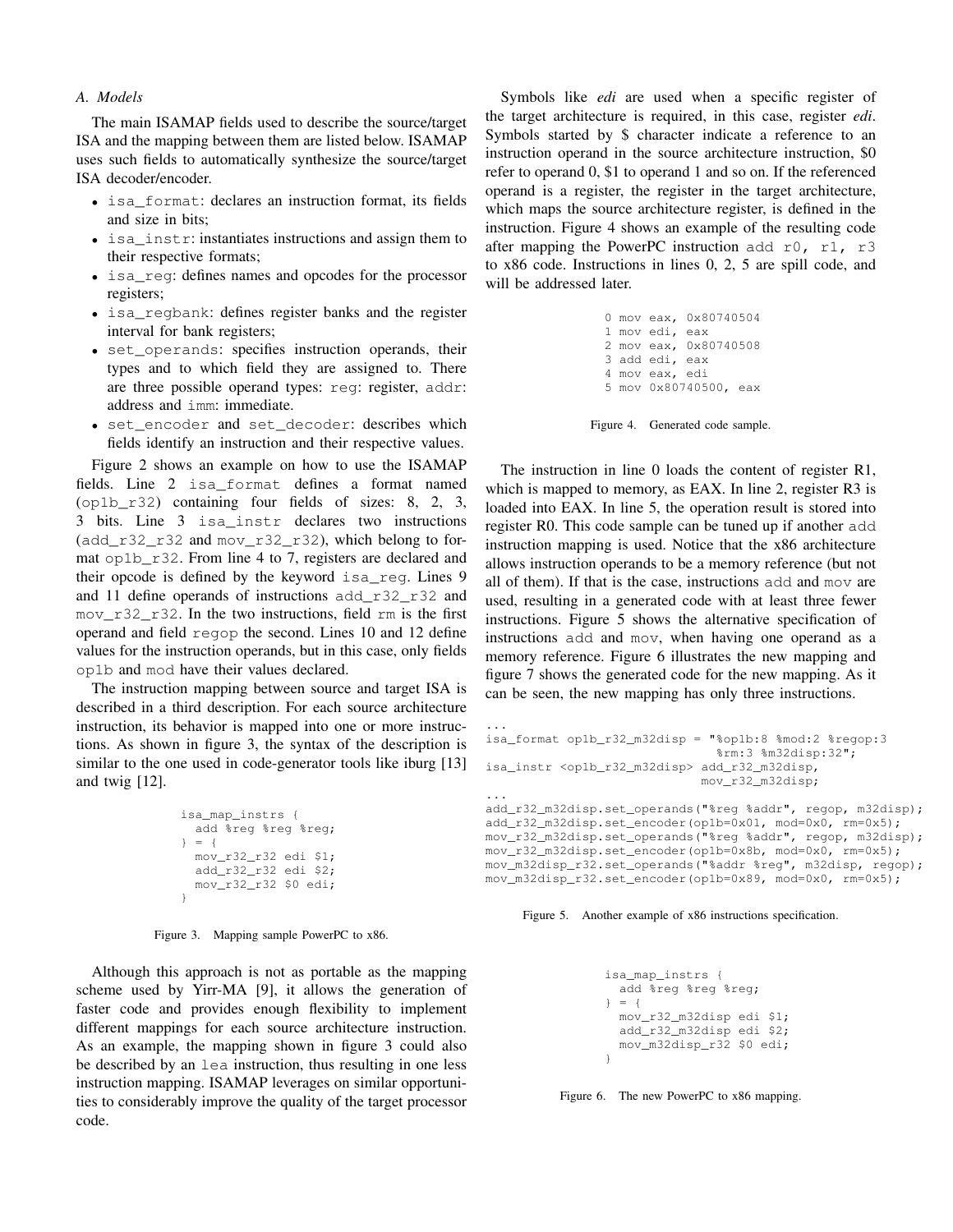### A. Models

The main ISAMAP fields used to describe the source/target ISA and the mapping between them are listed below. ISAMAP uses such fields to automatically synthesize the source/target ISA decoder/encoder.

- `isa_format`: declares an instruction format, its fields and size in bits;
- `isa_instr`: instantiates instructions and assign them to their respective formats;
- `isa_reg`: defines names and opcodes for the processor registers;
- `isa_regbank`: defines register banks and the register interval for bank registers;
- `set_operands`: specifies instruction operands, their types and to which field they are assigned to. There are three possible operand types: `reg`: register, `addr`: address and `imm`: immediate.
- `set_encoder` and `set_decoder`: describes which fields identify an instruction and their respective values.

Figure 2 shows an example on how to use the ISAMAP fields. Line 2 `isa_format` defines a format named (`op1b_r32`) containing four fields of sizes: 8, 2, 3, 3 bits. Line 3 `isa_instr` declares two instructions (`add_r32_r32` and `mov_r32_r32`), which belong to format `op1b_r32`. From line 4 to 7, registers are declared and their opcode is defined by the keyword `isa_reg`. Lines 9 and 11 define operands of instructions `add_r32_r32` and `mov_r32_r32`. In the two instructions, field `rm` is the first operand and field `regop` the second. Lines 10 and 12 define values for the instruction operands, but in this case, only fields `op1b` and `mod` have their values declared.

The instruction mapping between source and target ISA is described in a third description. For each source architecture instruction, its behavior is mapped into one or more instructions. As shown in figure 3, the syntax of the description is similar to the one used in code-generator tools like iburg [13] and twig [12].

```
isa_map_instrs {
  add %reg %reg %reg;
} = {
  mov_r32_r32 edi $1;
  add_r32_r32 edi $2;
  mov_r32_r32 $0 edi;
}
```

Figure 3. Mapping sample PowerPC to x86.

Although this approach is not as portable as the mapping scheme used by Yirr-MA [9], it allows the generation of faster code and provides enough flexibility to implement different mappings for each source architecture instruction. As an example, the mapping shown in figure 3 could also be described by an `lea` instruction, thus resulting in one less instruction mapping. ISAMAP leverages on similar opportunities to considerably improve the quality of the target processor code.

Symbols like *edi* are used when a specific register of the target architecture is required, in this case, register *edi*. Symbols started by $ character indicate a reference to an instruction operand in the source architecture instruction, $0 refer to operand 0, $1 to operand 1 and so on. If the referenced operand is a register, the register in the target architecture, which maps the source architecture register, is defined in the instruction. Figure 4 shows an example of the resulting code after mapping the PowerPC instruction `add r0, r1, r3` to x86 code. Instructions in lines 0, 2, 5 are spill code, and will be addressed later.

```
0 mov eax, 0x80740504
1 mov edi, eax
2 mov eax, 0x80740508
3 add edi, eax
4 mov eax, edi
5 mov 0x80740500, eax
```

Figure 4. Generated code sample.

The instruction in line 0 loads the content of register R1, which is mapped to memory, as EAX. In line 2, register R3 is loaded into EAX. In line 5, the operation result is stored into register R0. This code sample can be tuned up if another `add` instruction mapping is used. Notice that the x86 architecture allows instruction operands to be a memory reference (but not all of them). If that is the case, instructions `add` and `mov` are used, resulting in a generated code with at least three fewer instructions. Figure 5 shows the alternative specification of instructions `add` and `mov`, when having one operand as a memory reference. Figure 6 illustrates the new mapping and figure 7 shows the generated code for the new mapping. As it can be seen, the new mapping has only three instructions.

```
...
isa_format op1b_r32_m32disp = "%op1b:8 %mod:2 %regop:3
                               %rm:3 %m32disp:32";
isa_instr <op1b_r32_m32disp> add_r32_m32disp,
                             mov_r32_m32disp;
...
add_r32_m32disp.set_operands("%reg %addr", regop, m32disp);
add_r32_m32disp.set_encoder(op1b=0x01, mod=0x0, rm=0x5);
mov_r32_m32disp.set_operands("%reg %addr", regop, m32disp);
mov_r32_m32disp.set_encoder(op1b=0x8b, mod=0x0, rm=0x5);
mov_m32disp_r32.set_operands("%addr %reg", m32disp, regop);
mov_m32disp_r32.set_encoder(op1b=0x89, mod=0x0, rm=0x5);
```

Figure 5. Another example of x86 instructions specification.

```
isa_map_instrs {
  add %reg %reg %reg;
} = {
  mov_r32_m32disp edi $1;
  add_r32_m32disp edi $2;
  mov_m32disp_r32 $0 edi;
}
```

Figure 6. The new PowerPC to x86 mapping.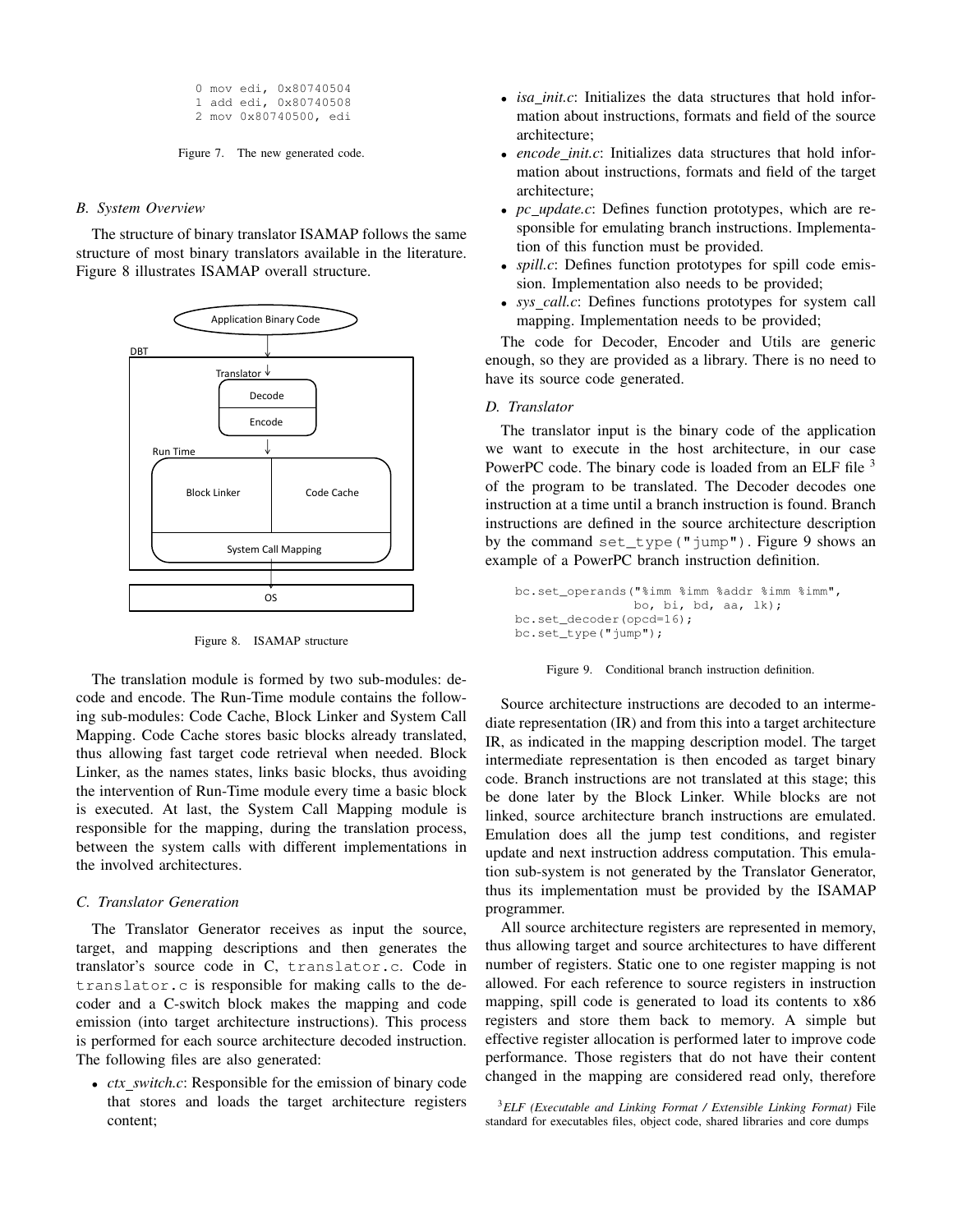```
0 mov edi, 0x80740504
1 add edi, 0x80740508
2 mov 0x80740500, edi
```

Figure 7. The new generated code.

### B. System Overview

The structure of binary translator ISAMAP follows the same structure of most binary translators available in the literature. Figure 8 illustrates ISAMAP overall structure.

Figure 8. ISAMAP structure

The translation module is formed by two sub-modules: decode and encode. The Run-Time module contains the following sub-modules: Code Cache, Block Linker and System Call Mapping. Code Cache stores basic blocks already translated, thus allowing fast target code retrieval when needed. Block Linker, as the names states, links basic blocks, thus avoiding the intervention of Run-Time module every time a basic block is executed. At last, the System Call Mapping module is responsible for the mapping, during the translation process, between the system calls with different implementations in the involved architectures.

### C. Translator Generation

The Translator Generator receives as input the source, target, and mapping descriptions and then generates the translator's source code in C, `translator.c`. Code in `translator.c` is responsible for making calls to the decoder and a C-switch block makes the mapping and code emission (into target architecture instructions). This process is performed for each source architecture decoded instruction. The following files are also generated:

- *ctx_switch.c*: Responsible for the emission of binary code that stores and loads the target architecture registers content;
- *isa_init.c*: Initializes the data structures that hold information about instructions, formats and field of the source architecture;
- *encode_init.c*: Initializes data structures that hold information about instructions, formats and field of the target architecture;
- *pc_update.c*: Defines function prototypes, which are responsible for emulating branch instructions. Implementation of this function must be provided.
- *spill.c*: Defines function prototypes for spill code emission. Implementation also needs to be provided;
- *sys_call.c*: Defines functions prototypes for system call mapping. Implementation needs to be provided;

The code for Decoder, Encoder and Utils are generic enough, so they are provided as a library. There is no need to have its source code generated.

### D. Translator

The translator input is the binary code of the application we want to execute in the host architecture, in our case PowerPC code. The binary code is loaded from an ELF file [3] of the program to be translated. The Decoder decodes one instruction at a time until a branch instruction is found. Branch instructions are defined in the source architecture description by the command `set_type("jump")`. Figure 9 shows an example of a PowerPC branch instruction definition.

```
bc.set_operands("%imm %imm %addr %imm %imm",
                bo, bi, bd, aa, lk);
bc.set_decoder(opcd=16);
bc.set_type("jump");
```

Figure 9. Conditional branch instruction definition.

Source architecture instructions are decoded to an intermediate representation (IR) and from this into a target architecture IR, as indicated in the mapping description model. The target intermediate representation is then encoded as target binary code. Branch instructions are not translated at this stage; this be done later by the Block Linker. While blocks are not linked, source architecture branch instructions are emulated. Emulation does all the jump test conditions, and register update and next instruction address computation. This emulation sub-system is not generated by the Translator Generator, thus its implementation must be provided by the ISAMAP programmer.

All source architecture registers are represented in memory, thus allowing target and source architectures to have different number of registers. Static one to one register mapping is not allowed. For each reference to source registers in instruction mapping, spill code is generated to load its contents to x86 registers and store them back to memory. A simple but effective register allocation is performed later to improve code performance. Those registers that do not have their content changed in the mapping are considered read only, therefore

[3] *ELF (Executable and Linking Format / Extensible Linking Format)* File standard for executables files, object code, shared libraries and core dumps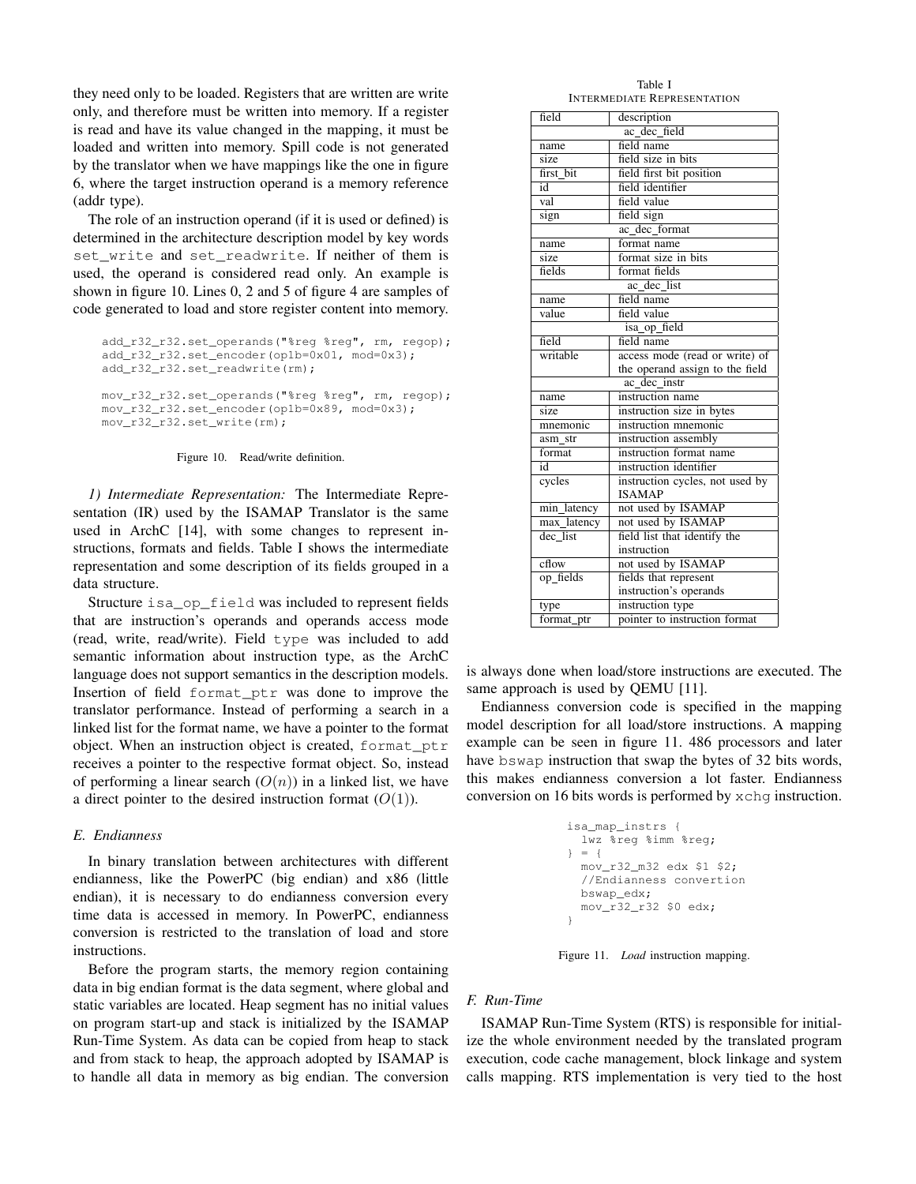they need only to be loaded. Registers that are written are write only, and therefore must be written into memory. If a register is read and have its value changed in the mapping, it must be loaded and written into memory. Spill code is not generated by the translator when we have mappings like the one in figure 6, where the target instruction operand is a memory reference (addr type).

The role of an instruction operand (if it is used or defined) is determined in the architecture description model by key words `set_write` and `set_readwrite`. If neither of them is used, the operand is considered read only. An example is shown in figure 10. Lines 0, 2 and 5 of figure 4 are samples of code generated to load and store register content into memory.

```
add_r32_r32.set_operands("%reg %reg", rm, regop);
add_r32_r32.set_encoder(op1b=0x01, mod=0x3);
add_r32_r32.set_readwrite(rm);

mov_r32_r32.set_operands("%reg %reg", rm, regop);
mov_r32_r32.set_encoder(op1b=0x89, mod=0x3);
mov_r32_r32.set_write(rm);
```

Figure 10. Read/write definition.

*1) Intermediate Representation:* The Intermediate Representation (IR) used by the ISAMAP Translator is the same used in ArchC [14], with some changes to represent instructions, formats and fields. Table I shows the intermediate representation and some description of its fields grouped in a data structure.

Table I
INTERMEDIATE REPRESENTATION

| field | description |
|---|---|
| | ac_dec_field |
| name | field name |
| size | field size in bits |
| first_bit | field first bit position |
| id | field identifier |
| val | field value |
| sign | field sign |
| | ac_dec_format |
| name | format name |
| size | format size in bits |
| fields | format fields |
| | ac_dec_list |
| name | field name |
| value | field value |
| | isa_op_field |
| field | field name |
| writable | access mode (read or write) of the operand assign to the field |
| | ac_dec_instr |
| name | instruction name |
| size | instruction size in bytes |
| mnemonic | instruction mnemonic |
| asm_str | instruction assembly |
| format | instruction format name |
| id | instruction identifier |
| cycles | instruction cycles, not used by ISAMAP |
| min_latency | not used by ISAMAP |
| max_latency | not used by ISAMAP |
| dec_list | field list that identify the instruction |
| cflow | not used by ISAMAP |
| op_fields | fields that represent instruction's operands |
| type | instruction type |
| format_ptr | pointer to instruction format |

Structure `isa_op_field` was included to represent fields that are instruction's operands and operands access mode (read, write, read/write). Field `type` was included to add semantic information about instruction type, as the ArchC language does not support semantics in the description models. Insertion of field `format_ptr` was done to improve the translator performance. Instead of performing a search in a linked list for the format name, we have a pointer to the format object. When an instruction object is created, `format_ptr` receives a pointer to the respective format object. So, instead of performing a linear search ($O(n)$) in a linked list, we have a direct pointer to the desired instruction format ($O(1)$).

### E. Endianness

In binary translation between architectures with different endianness, like the PowerPC (big endian) and x86 (little endian), it is necessary to do endianness conversion every time data is accessed in memory. In PowerPC, endianness conversion is restricted to the translation of load and store instructions.

Before the program starts, the memory region containing data in big endian format is the data segment, where global and static variables are located. Heap segment has no initial values on program start-up and stack is initialized by the ISAMAP Run-Time System. As data can be copied from heap to stack and from stack to heap, the approach adopted by ISAMAP is to handle all data in memory as big endian. The conversion is always done when load/store instructions are executed. The same approach is used by QEMU [11].

Endianness conversion code is specified in the mapping model description for all load/store instructions. A mapping example can be seen in figure 11. 486 processors and later have `bswap` instruction that swap the bytes of 32 bits words, this makes endianness conversion a lot faster. Endianness conversion on 16 bits words is performed by `xchg` instruction.

```
isa_map_instrs {
  lwz %reg %imm %reg;
} = {
  mov_r32_m32 edx $1 $2;
  //Endianness convertion
  bswap_edx;
  mov_r32_r32 $0 edx;
}
```

Figure 11. *Load* instruction mapping.

### F. Run-Time

ISAMAP Run-Time System (RTS) is responsible for initialize the whole environment needed by the translated program execution, code cache management, block linkage and system calls mapping. RTS implementation is very tied to the host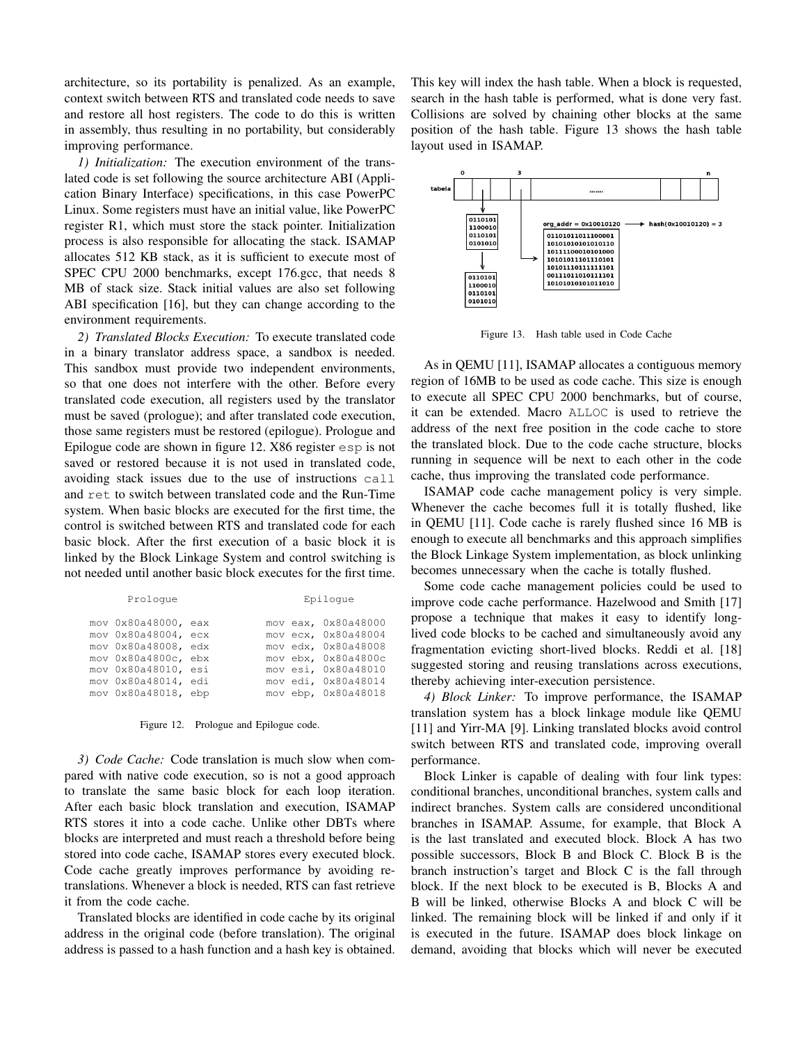architecture, so its portability is penalized. As an example, context switch between RTS and translated code needs to save and restore all host registers. The code to do this is written in assembly, thus resulting in no portability, but considerably improving performance.

*1) Initialization:* The execution environment of the translated code is set following the source architecture ABI (Application Binary Interface) specifications, in this case PowerPC Linux. Some registers must have an initial value, like PowerPC register R1, which must store the stack pointer. Initialization process is also responsible for allocating the stack. ISAMAP allocates 512 KB stack, as it is sufficient to execute most of SPEC CPU 2000 benchmarks, except 176.gcc, that needs 8 MB of stack size. Stack initial values are also set following ABI specification [16], but they can change according to the environment requirements.

*2) Translated Blocks Execution:* To execute translated code in a binary translator address space, a sandbox is needed. This sandbox must provide two independent environments, so that one does not interfere with the other. Before every translated code execution, all registers used by the translator must be saved (prologue); and after translated code execution, those same registers must be restored (epilogue). Prologue and Epilogue code are shown in figure 12. X86 register `esp` is not saved or restored because it is not used in translated code, avoiding stack issues due to the use of instructions `call` and `ret` to switch between translated code and the Run-Time system. When basic blocks are executed for the first time, the control is switched between RTS and translated code for each basic block. After the first execution of a basic block it is linked by the Block Linkage System and control switching is not needed until another basic block executes for the first time.

```
      Prologue                        Epilogue

mov 0x80a48000, eax           mov eax, 0x80a48000
mov 0x80a48004, ecx           mov ecx, 0x80a48004
mov 0x80a48008, edx           mov edx, 0x80a48008
mov 0x80a4800c, ebx           mov ebx, 0x80a4800c
mov 0x80a48010, esi           mov esi, 0x80a48010
mov 0x80a48014, edi           mov edi, 0x80a48014
mov 0x80a48018, ebp           mov ebp, 0x80a48018
```

Figure 12. Prologue and Epilogue code.

*3) Code Cache:* Code translation is much slow when compared with native code execution, so is not a good approach to translate the same basic block for each loop iteration. After each basic block translation and execution, ISAMAP RTS stores it into a code cache. Unlike other DBTs where blocks are interpreted and must reach a threshold before being stored into code cache, ISAMAP stores every executed block. Code cache greatly improves performance by avoiding re-translations. Whenever a block is needed, RTS can fast retrieve it from the code cache.

Translated blocks are identified in code cache by its original address in the original code (before translation). The original address is passed to a hash function and a hash key is obtained. This key will index the hash table. When a block is requested, search in the hash table is performed, what is done very fast. Collisions are solved by chaining other blocks at the same position of the hash table. Figure 13 shows the hash table layout used in ISAMAP.

Figure 13. Hash table used in Code Cache

As in QEMU [11], ISAMAP allocates a contiguous memory region of 16MB to be used as code cache. This size is enough to execute all SPEC CPU 2000 benchmarks, but of course, it can be extended. Macro `ALLOC` is used to retrieve the address of the next free position in the code cache to store the translated block. Due to the code cache structure, blocks running in sequence will be next to each other in the code cache, thus improving the translated code performance.

ISAMAP code cache management policy is very simple. Whenever the cache becomes full it is totally flushed, like in QEMU [11]. Code cache is rarely flushed since 16 MB is enough to execute all benchmarks and this approach simplifies the Block Linkage System implementation, as block unlinking becomes unnecessary when the cache is totally flushed.

Some code cache management policies could be used to improve code cache performance. Hazelwood and Smith [17] propose a technique that makes it easy to identify long-lived code blocks to be cached and simultaneously avoid any fragmentation evicting short-lived blocks. Reddi et al. [18] suggested storing and reusing translations across executions, thereby achieving inter-execution persistence.

*4) Block Linker:* To improve performance, the ISAMAP translation system has a block linkage module like QEMU [11] and Yirr-MA [9]. Linking translated blocks avoid control switch between RTS and translated code, improving overall performance.

Block Linker is capable of dealing with four link types: conditional branches, unconditional branches, system calls and indirect branches. System calls are considered unconditional branches in ISAMAP. Assume, for example, that Block A is the last translated and executed block. Block A has two possible successors, Block B and Block C. Block B is the branch instruction's target and Block C is the fall through block. If the next block to be executed is B, Blocks A and B will be linked, otherwise Blocks A and block C will be linked. The remaining block will be linked if and only if it is executed in the future. ISAMAP does block linkage on demand, avoiding that blocks which will never be executed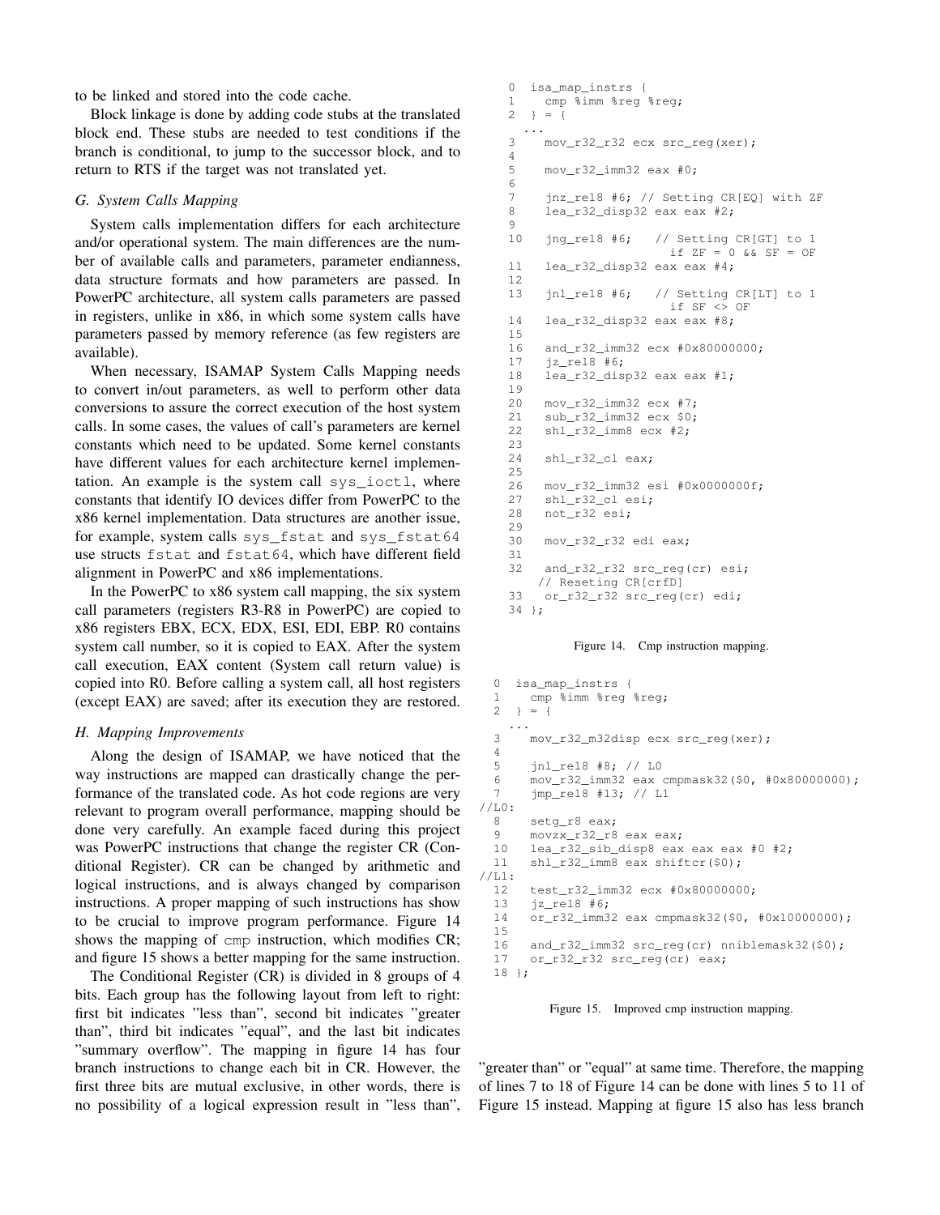to be linked and stored into the code cache.

Block linkage is done by adding code stubs at the translated block end. These stubs are needed to test conditions if the branch is conditional, to jump to the successor block, and to return to RTS if the target was not translated yet.

### G. System Calls Mapping

System calls implementation differs for each architecture and/or operational system. The main differences are the number of available calls and parameters, parameter endianness, data structure formats and how parameters are passed. In PowerPC architecture, all system calls parameters are passed in registers, unlike in x86, in which some system calls have parameters passed by memory reference (as few registers are available).

When necessary, ISAMAP System Calls Mapping needs to convert in/out parameters, as well to perform other data conversions to assure the correct execution of the host system calls. In some cases, the values of call's parameters are kernel constants which need to be updated. Some kernel constants have different values for each architecture kernel implementation. An example is the system call `sys_ioctl`, where constants that identify IO devices differ from PowerPC to the x86 kernel implementation. Data structures are another issue, for example, system calls `sys_fstat` and `sys_fstat64` use structs `fstat` and `fstat64`, which have different field alignment in PowerPC and x86 implementations.

In the PowerPC to x86 system call mapping, the six system call parameters (registers R3-R8 in PowerPC) are copied to x86 registers EBX, ECX, EDX, ESI, EDI, EBP. R0 contains system call number, so it is copied to EAX. After the system call execution, EAX content (System call return value) is copied into R0. Before calling a system call, all host registers (except EAX) are saved; after its execution they are restored.

### H. Mapping Improvements

Along the design of ISAMAP, we have noticed that the way instructions are mapped can drastically change the performance of the translated code. As hot code regions are very relevant to program overall performance, mapping should be done very carefully. An example faced during this project was PowerPC instructions that change the register CR (Conditional Register). CR can be changed by arithmetic and logical instructions, and is always changed by comparison instructions. A proper mapping of such instructions has show to be crucial to improve program performance. Figure 14 shows the mapping of `cmp` instruction, which modifies CR; and figure 15 shows a better mapping for the same instruction.

The Conditional Register (CR) is divided in 8 groups of 4 bits. Each group has the following layout from left to right: first bit indicates "less than", second bit indicates "greater than", third bit indicates "equal", and the last bit indicates "summary overflow". The mapping in figure 14 has four branch instructions to change each bit in CR. However, the first three bits are mutual exclusive, in other words, there is no possibility of a logical expression result in "less than", "greater than" or "equal" at same time. Therefore, the mapping of lines 7 to 18 of Figure 14 can be done with lines 5 to 11 of Figure 15 instead. Mapping at figure 15 also has less branch

```
0  isa_map_instrs {
1    cmp %imm %reg %reg;
2  } = {
  ...
3    mov_r32_r32 ecx src_reg(xer);
4
5    mov_r32_imm32 eax #0;
6
7    jnz_rel8 #6; // Setting CR[EQ] with ZF
8    lea_r32_disp32 eax eax #2;
9
10   jng_rel8 #6;   // Setting CR[GT] to 1
                       if ZF = 0 && SF = OF
11   lea_r32_disp32 eax eax #4;
12
13   jnl_rel8 #6;   // Setting CR[LT] to 1
                       if SF <> OF
14   lea_r32_disp32 eax eax #8;
15
16   and_r32_imm32 ecx #0x80000000;
17   jz_rel8 #6;
18   lea_r32_disp32 eax eax #1;
19
20   mov_r32_imm32 ecx #7;
21   sub_r32_imm32 ecx $0;
22   shl_r32_imm8 ecx #2;
23
24   shl_r32_cl eax;
25
26   mov_r32_imm32 esi #0x0000000f;
27   shl_r32_cl esi;
28   not_r32 esi;
29
30   mov_r32_r32 edi eax;
31
32   and_r32_r32 src_reg(cr) esi;
   // Reseting CR[crfD]
33   or_r32_r32 src_reg(cr) edi;
34 };
```

Figure 14. Cmp instruction mapping.

```
  0  isa_map_instrs {
  1    cmp %imm %reg %reg;
  2  } = {
    ...
  3    mov_r32_m32disp ecx src_reg(xer);
  4
  5    jnl_rel8 #8; // L0
  6    mov_r32_imm32 eax cmpmask32($0, #0x80000000);
  7    jmp_rel8 #13; // L1
//L0:
  8    setg_r8 eax;
  9    movzx_r32_r8 eax eax;
  10   lea_r32_sib_disp8 eax eax eax #0 #2;
  11   shl_r32_imm8 eax shiftcr($0);
//L1:
  12   test_r32_imm32 ecx #0x80000000;
  13   jz_rel8 #6;
  14   or_r32_imm32 eax cmpmask32($0, #0x10000000);
  15
  16   and_r32_imm32 src_reg(cr) nniblemask32($0);
  17   or_r32_r32 src_reg(cr) eax;
  18 };
```

Figure 15. Improved cmp instruction mapping.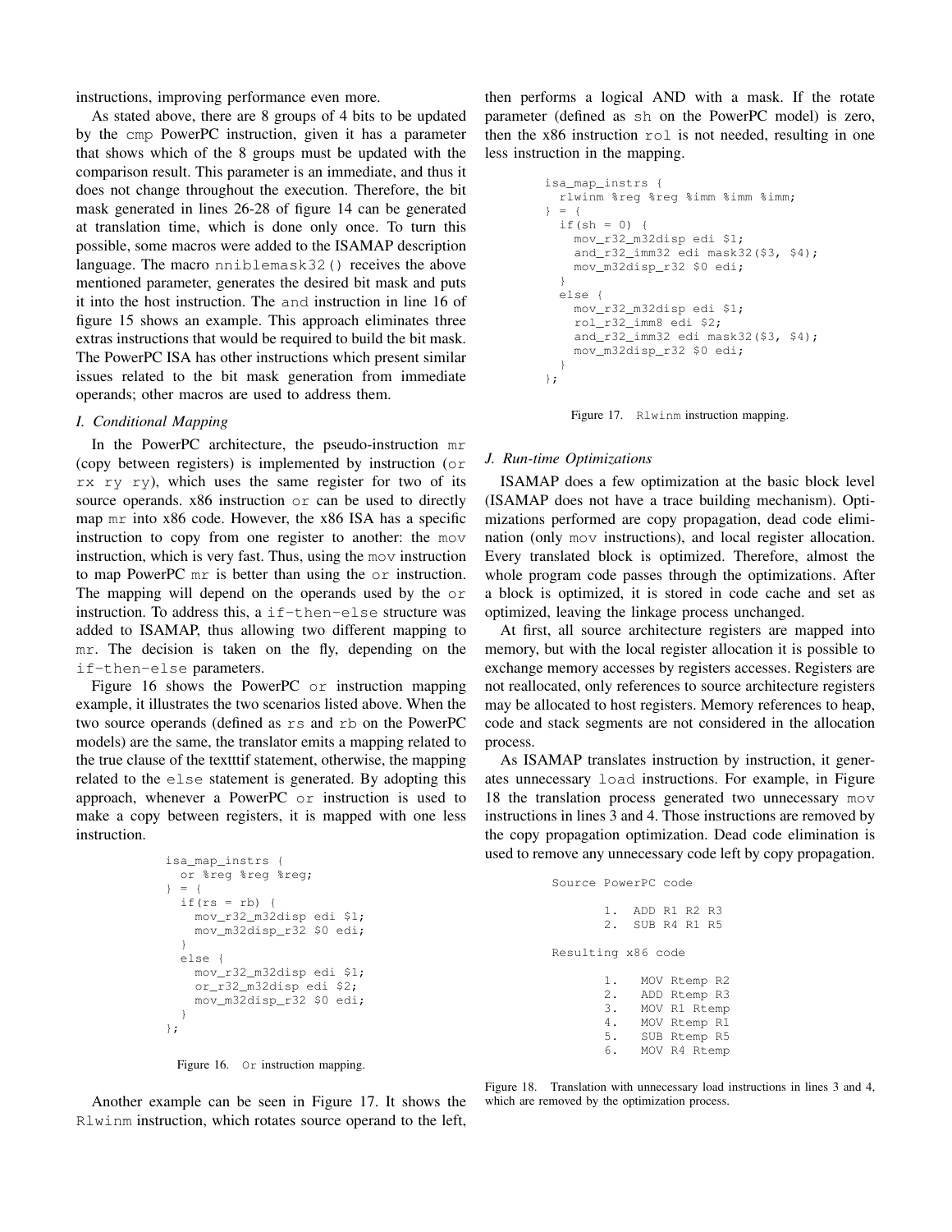instructions, improving performance even more.

As stated above, there are 8 groups of 4 bits to be updated by the cmp PowerPC instruction, given it has a parameter that shows which of the 8 groups must be updated with the comparison result. This parameter is an immediate, and thus it does not change throughout the execution. Therefore, the bit mask generated in lines 26-28 of figure 14 can be generated at translation time, which is done only once. To turn this possible, some macros were added to the ISAMAP description language. The macro nniblemask32() receives the above mentioned parameter, generates the desired bit mask and puts it into the host instruction. The and instruction in line 16 of figure 15 shows an example. This approach eliminates three extras instructions that would be required to build the bit mask. The PowerPC ISA has other instructions which present similar issues related to the bit mask generation from immediate operands; other macros are used to address them.

### I. Conditional Mapping

In the PowerPC architecture, the pseudo-instruction mr (copy between registers) is implemented by instruction (or rx ry ry), which uses the same register for two of its source operands. x86 instruction or can be used to directly map mr into x86 code. However, the x86 ISA has a specific instruction to copy from one register to another: the mov instruction, which is very fast. Thus, using the mov instruction to map PowerPC mr is better than using the or instruction. The mapping will depend on the operands used by the or instruction. To address this, a if-then-else structure was added to ISAMAP, thus allowing two different mapping to mr. The decision is taken on the fly, depending on the if-then-else parameters.

Figure 16 shows the PowerPC or instruction mapping example, it illustrates the two scenarios listed above. When the two source operands (defined as rs and rb on the PowerPC models) are the same, the translator emits a mapping related to the true clause of the textttif statement, otherwise, the mapping related to the else statement is generated. By adopting this approach, whenever a PowerPC or instruction is used to make a copy between registers, it is mapped with one less instruction.

```
isa_map_instrs {
  or %reg %reg %reg;
} = {
  if(rs = rb) {
    mov_r32_m32disp edi $1;
    mov_m32disp_r32 $0 edi;
  }
  else {
    mov_r32_m32disp edi $1;
    or_r32_m32disp edi $2;
    mov_m32disp_r32 $0 edi;
  }
};
```

Figure 16. Or instruction mapping.

Another example can be seen in Figure 17. It shows the Rlwinm instruction, which rotates source operand to the left, then performs a logical AND with a mask. If the rotate parameter (defined as sh on the PowerPC model) is zero, then the x86 instruction rol is not needed, resulting in one less instruction in the mapping.

```
isa_map_instrs {
  rlwinm %reg %reg %imm %imm %imm;
} = {
  if(sh = 0) {
    mov_r32_m32disp edi $1;
    and_r32_imm32 edi mask32($3, $4);
    mov_m32disp_r32 $0 edi;
  }
  else {
    mov_r32_m32disp edi $1;
    rol_r32_imm8 edi $2;
    and_r32_imm32 edi mask32($3, $4);
    mov_m32disp_r32 $0 edi;
  }
};
```

Figure 17. Rlwinm instruction mapping.

### J. Run-time Optimizations

ISAMAP does a few optimization at the basic block level (ISAMAP does not have a trace building mechanism). Optimizations performed are copy propagation, dead code elimination (only mov instructions), and local register allocation. Every translated block is optimized. Therefore, almost the whole program code passes through the optimizations. After a block is optimized, it is stored in code cache and set as optimized, leaving the linkage process unchanged.

At first, all source architecture registers are mapped into memory, but with the local register allocation it is possible to exchange memory accesses by registers accesses. Registers are not reallocated, only references to source architecture registers may be allocated to host registers. Memory references to heap, code and stack segments are not considered in the allocation process.

As ISAMAP translates instruction by instruction, it generates unnecessary load instructions. For example, in Figure 18 the translation process generated two unnecessary mov instructions in lines 3 and 4. Those instructions are removed by the copy propagation optimization. Dead code elimination is used to remove any unnecessary code left by copy propagation.

```
Source PowerPC code

      1.  ADD R1 R2 R3
      2.  SUB R4 R1 R5

Resulting x86 code

      1.   MOV Rtemp R2
      2.   ADD Rtemp R3
      3.   MOV R1 Rtemp
      4.   MOV Rtemp R1
      5.   SUB Rtemp R5
      6.   MOV R4 Rtemp
```

Figure 18. Translation with unnecessary load instructions in lines 3 and 4, which are removed by the optimization process.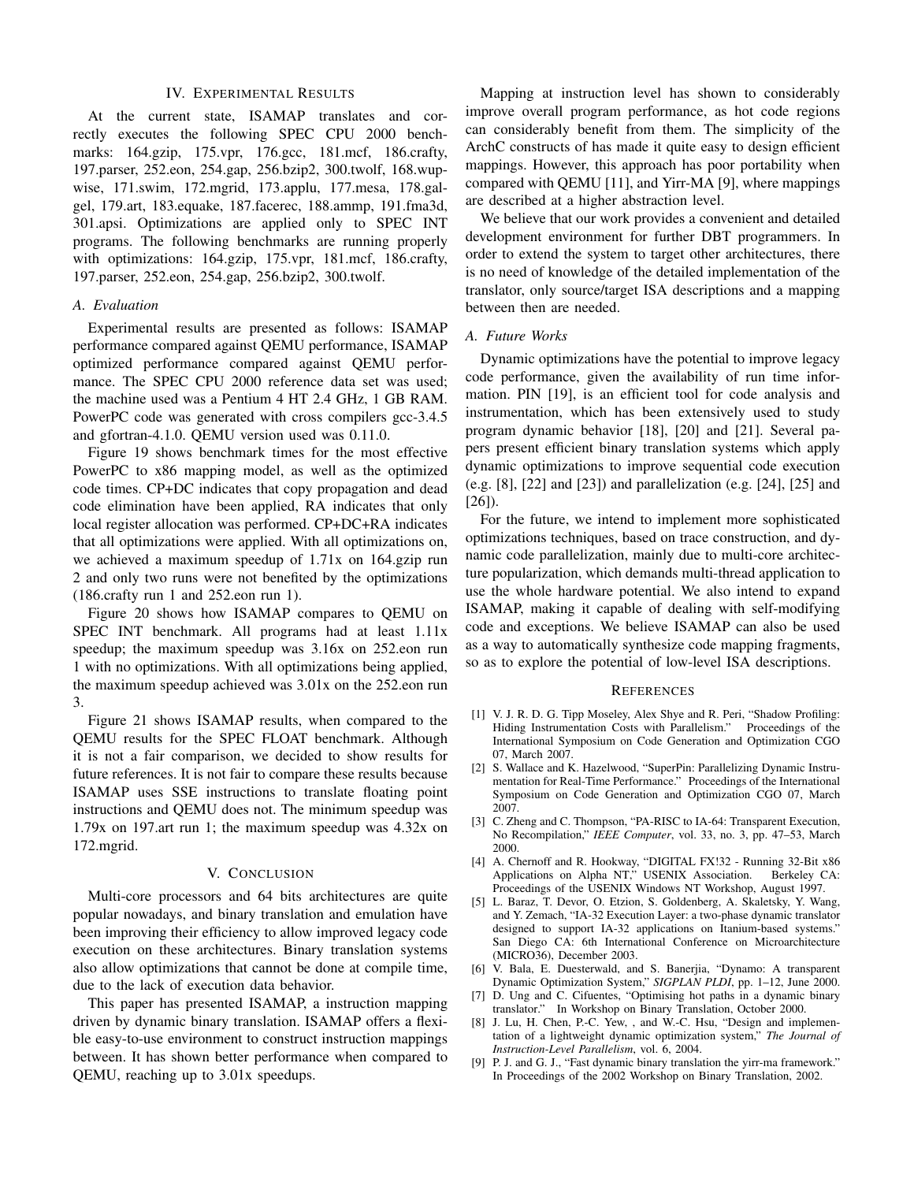## IV. Experimental Results

At the current state, ISAMAP translates and correctly executes the following SPEC CPU 2000 benchmarks: 164.gzip, 175.vpr, 176.gcc, 181.mcf, 186.crafty, 197.parser, 252.eon, 254.gap, 256.bzip2, 300.twolf, 168.wupwise, 171.swim, 172.mgrid, 173.applu, 177.mesa, 178.galgel, 179.art, 183.equake, 187.facerec, 188.ammp, 191.fma3d, 301.apsi. Optimizations are applied only to SPEC INT programs. The following benchmarks are running properly with optimizations: 164.gzip, 175.vpr, 181.mcf, 186.crafty, 197.parser, 252.eon, 254.gap, 256.bzip2, 300.twolf.

### A. Evaluation

Experimental results are presented as follows: ISAMAP performance compared against QEMU performance, ISAMAP optimized performance compared against QEMU performance. The SPEC CPU 2000 reference data set was used; the machine used was a Pentium 4 HT 2.4 GHz, 1 GB RAM. PowerPC code was generated with cross compilers gcc-3.4.5 and gfortran-4.1.0. QEMU version used was 0.11.0.

Figure 19 shows benchmark times for the most effective PowerPC to x86 mapping model, as well as the optimized code times. CP+DC indicates that copy propagation and dead code elimination have been applied, RA indicates that only local register allocation was performed. CP+DC+RA indicates that all optimizations were applied. With all optimizations on, we achieved a maximum speedup of 1.71x on 164.gzip run 2 and only two runs were not benefited by the optimizations (186.crafty run 1 and 252.eon run 1).

Figure 20 shows how ISAMAP compares to QEMU on SPEC INT benchmark. All programs had at least 1.11x speedup; the maximum speedup was 3.16x on 252.eon run 1 with no optimizations. With all optimizations being applied, the maximum speedup achieved was 3.01x on the 252.eon run 3.

Figure 21 shows ISAMAP results, when compared to the QEMU results for the SPEC FLOAT benchmark. Although it is not a fair comparison, we decided to show results for future references. It is not fair to compare these results because ISAMAP uses SSE instructions to translate floating point instructions and QEMU does not. The minimum speedup was 1.79x on 197.art run 1; the maximum speedup was 4.32x on 172.mgrid.

## V. Conclusion

Multi-core processors and 64 bits architectures are quite popular nowadays, and binary translation and emulation have been improving their efficiency to allow improved legacy code execution on these architectures. Binary translation systems also allow optimizations that cannot be done at compile time, due to the lack of execution data behavior.

This paper has presented ISAMAP, a instruction mapping driven by dynamic binary translation. ISAMAP offers a flexible easy-to-use environment to construct instruction mappings between. It has shown better performance when compared to QEMU, reaching up to 3.01x speedups.

Mapping at instruction level has shown to considerably improve overall program performance, as hot code regions can considerably benefit from them. The simplicity of the ArchC constructs of has made it quite easy to design efficient mappings. However, this approach has poor portability when compared with QEMU [11], and Yirr-MA [9], where mappings are described at a higher abstraction level.

We believe that our work provides a convenient and detailed development environment for further DBT programmers. In order to extend the system to target other architectures, there is no need of knowledge of the detailed implementation of the translator, only source/target ISA descriptions and a mapping between then are needed.

### A. Future Works

Dynamic optimizations have the potential to improve legacy code performance, given the availability of run time information. PIN [19], is an efficient tool for code analysis and instrumentation, which has been extensively used to study program dynamic behavior [18], [20] and [21]. Several papers present efficient binary translation systems which apply dynamic optimizations to improve sequential code execution (e.g. [8], [22] and [23]) and parallelization (e.g. [24], [25] and [26]).

For the future, we intend to implement more sophisticated optimizations techniques, based on trace construction, and dynamic code parallelization, mainly due to multi-core architecture popularization, which demands multi-thread application to use the whole hardware potential. We also intend to expand ISAMAP, making it capable of dealing with self-modifying code and exceptions. We believe ISAMAP can also be used as a way to automatically synthesize code mapping fragments, so as to explore the potential of low-level ISA descriptions.

## References

[1] V. J. R. D. G. Tipp Moseley, Alex Shye and R. Peri, "Shadow Profiling: Hiding Instrumentation Costs with Parallelism." Proceedings of the International Symposium on Code Generation and Optimization CGO 07, March 2007.

[2] S. Wallace and K. Hazelwood, "SuperPin: Parallelizing Dynamic Instrumentation for Real-Time Performance." Proceedings of the International Symposium on Code Generation and Optimization CGO 07, March 2007.

[3] C. Zheng and C. Thompson, "PA-RISC to IA-64: Transparent Execution, No Recompilation," *IEEE Computer*, vol. 33, no. 3, pp. 47–53, March 2000.

[4] A. Chernoff and R. Hookway, "DIGITAL FX!32 - Running 32-Bit x86 Applications on Alpha NT," USENIX Association. Berkeley CA: Proceedings of the USENIX Windows NT Workshop, August 1997.

[5] L. Baraz, T. Devor, O. Etzion, S. Goldenberg, A. Skaletsky, Y. Wang, and Y. Zemach, "IA-32 Execution Layer: a two-phase dynamic translator designed to support IA-32 applications on Itanium-based systems." San Diego CA: 6th International Conference on Microarchitecture (MICRO36), December 2003.

[6] V. Bala, E. Duesterwald, and S. Banerjia, "Dynamo: A transparent Dynamic Optimization System," *SIGPLAN PLDI*, pp. 1–12, June 2000.

[7] D. Ung and C. Cifuentes, "Optimising hot paths in a dynamic binary translator." In Workshop on Binary Translation, October 2000.

[8] J. Lu, H. Chen, P.-C. Yew, , and W.-C. Hsu, "Design and implementation of a lightweight dynamic optimization system," *The Journal of Instruction-Level Parallelism*, vol. 6, 2004.

[9] P. J. and G. J., "Fast dynamic binary translation the yirr-ma framework." In Proceedings of the 2002 Workshop on Binary Translation, 2002.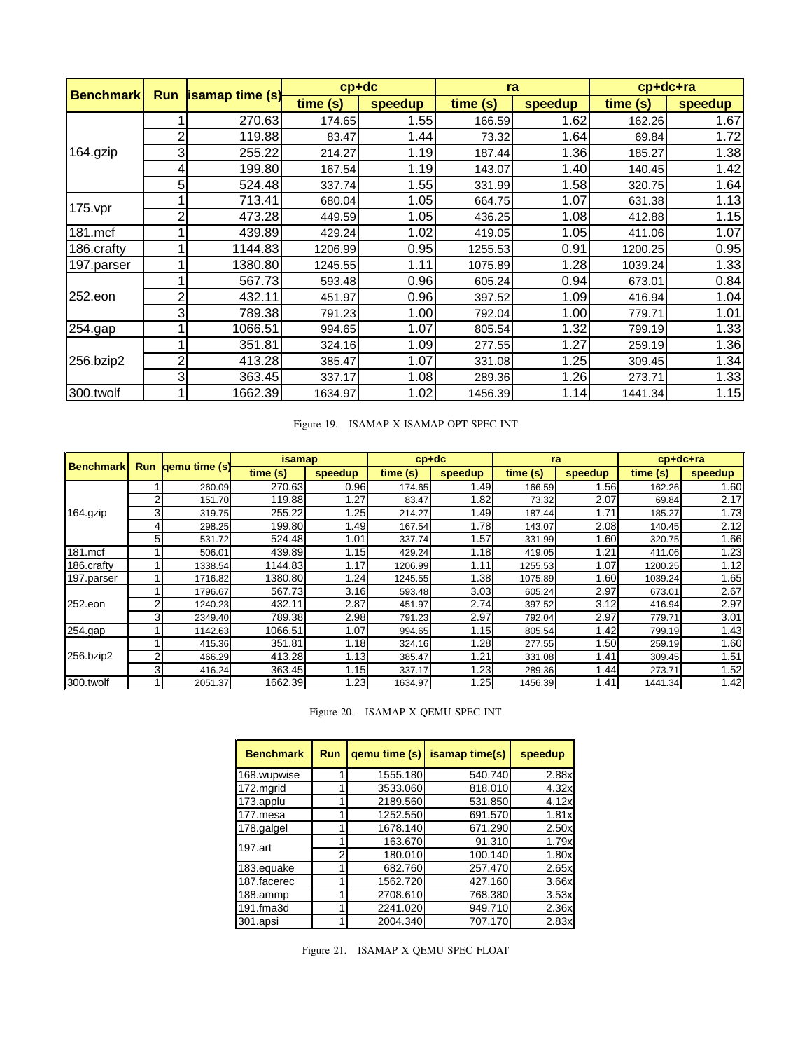| Benchmark | Run | isamap time (s) | cp+dc | | ra | | cp+dc+ra | |
|---|---|---|---|---|---|---|---|---|
| | | | time (s) | speedup | time (s) | speedup | time (s) | speedup |
| 164.gzip | 1 | 270.63 | 174.65 | 1.55 | 166.59 | 1.62 | 162.26 | 1.67 |
| | 2 | 119.88 | 83.47 | 1.44 | 73.32 | 1.64 | 69.84 | 1.72 |
| | 3 | 255.22 | 214.27 | 1.19 | 187.44 | 1.36 | 185.27 | 1.38 |
| | 4 | 199.80 | 167.54 | 1.19 | 143.07 | 1.40 | 140.45 | 1.42 |
| | 5 | 524.48 | 337.74 | 1.55 | 331.99 | 1.58 | 320.75 | 1.64 |
| 175.vpr | 1 | 713.41 | 680.04 | 1.05 | 664.75 | 1.07 | 631.38 | 1.13 |
| | 2 | 473.28 | 449.59 | 1.05 | 436.25 | 1.08 | 412.88 | 1.15 |
| 181.mcf | 1 | 439.89 | 429.24 | 1.02 | 419.05 | 1.05 | 411.06 | 1.07 |
| 186.crafty | 1 | 1144.83 | 1206.99 | 0.95 | 1255.53 | 0.91 | 1200.25 | 0.95 |
| 197.parser | 1 | 1380.80 | 1245.55 | 1.11 | 1075.89 | 1.28 | 1039.24 | 1.33 |
| 252.eon | 1 | 567.73 | 593.48 | 0.96 | 605.24 | 0.94 | 673.01 | 0.84 |
| | 2 | 432.11 | 451.97 | 0.96 | 397.52 | 1.09 | 416.94 | 1.04 |
| | 3 | 789.38 | 791.23 | 1.00 | 792.04 | 1.00 | 779.71 | 1.01 |
| 254.gap | 1 | 1066.51 | 994.65 | 1.07 | 805.54 | 1.32 | 799.19 | 1.33 |
| 256.bzip2 | 1 | 351.81 | 324.16 | 1.09 | 277.55 | 1.27 | 259.19 | 1.36 |
| | 2 | 413.28 | 385.47 | 1.07 | 331.08 | 1.25 | 309.45 | 1.34 |
| | 3 | 363.45 | 337.17 | 1.08 | 289.36 | 1.26 | 273.71 | 1.33 |
| 300.twolf | 1 | 1662.39 | 1634.97 | 1.02 | 1456.39 | 1.14 | 1441.34 | 1.15 |

Figure 19. ISAMAP X ISAMAP OPT SPEC INT

| Benchmark | Run | qemu time (s) | isamap | | cp+dc | | ra | | cp+dc+ra | |
|---|---|---|---|---|---|---|---|---|---|---|
| | | | time (s) | speedup | time (s) | speedup | time (s) | speedup | time (s) | speedup |
| 164.gzip | 1 | 260.09 | 270.63 | 0.96 | 174.65 | 1.49 | 166.59 | 1.56 | 162.26 | 1.60 |
| | 2 | 151.70 | 119.88 | 1.27 | 83.47 | 1.82 | 73.32 | 2.07 | 69.84 | 2.17 |
| | 3 | 319.75 | 255.22 | 1.25 | 214.27 | 1.49 | 187.44 | 1.71 | 185.27 | 1.73 |
| | 4 | 298.25 | 199.80 | 1.49 | 167.54 | 1.78 | 143.07 | 2.08 | 140.45 | 2.12 |
| | 5 | 531.72 | 524.48 | 1.01 | 337.74 | 1.57 | 331.99 | 1.60 | 320.75 | 1.66 |
| 181.mcf | 1 | 506.01 | 439.89 | 1.15 | 429.24 | 1.18 | 419.05 | 1.21 | 411.06 | 1.23 |
| 186.crafty | 1 | 1338.54 | 1144.83 | 1.17 | 1206.99 | 1.11 | 1255.53 | 1.07 | 1200.25 | 1.12 |
| 197.parser | 1 | 1716.82 | 1380.80 | 1.24 | 1245.55 | 1.38 | 1075.89 | 1.60 | 1039.24 | 1.65 |
| 252.eon | 1 | 1796.67 | 567.73 | 3.16 | 593.48 | 3.03 | 605.24 | 2.97 | 673.01 | 2.67 |
| | 2 | 1240.23 | 432.11 | 2.87 | 451.97 | 2.74 | 397.52 | 3.12 | 416.94 | 2.97 |
| | 3 | 2349.40 | 789.38 | 2.98 | 791.23 | 2.97 | 792.04 | 2.97 | 779.71 | 3.01 |
| 254.gap | 1 | 1142.63 | 1066.51 | 1.07 | 994.65 | 1.15 | 805.54 | 1.42 | 799.19 | 1.43 |
| 256.bzip2 | 1 | 415.36 | 351.81 | 1.18 | 324.16 | 1.28 | 277.55 | 1.50 | 259.19 | 1.60 |
| | 2 | 466.29 | 413.28 | 1.13 | 385.47 | 1.21 | 331.08 | 1.41 | 309.45 | 1.51 |
| | 3 | 416.24 | 363.45 | 1.15 | 337.17 | 1.23 | 289.36 | 1.44 | 273.71 | 1.52 |
| 300.twolf | 1 | 2051.37 | 1662.39 | 1.23 | 1634.97 | 1.25 | 1456.39 | 1.41 | 1441.34 | 1.42 |

Figure 20. ISAMAP X QEMU SPEC INT

| Benchmark | Run | qemu time (s) | isamap time(s) | speedup |
|---|---|---|---|---|
| 168.wupwise | 1 | 1555.180 | 540.740 | 2.88x |
| 172.mgrid | 1 | 3533.060 | 818.010 | 4.32x |
| 173.applu | 1 | 2189.560 | 531.850 | 4.12x |
| 177.mesa | 1 | 1252.550 | 691.570 | 1.81x |
| 178.galgel | 1 | 1678.140 | 671.290 | 2.50x |
| 197.art | 1 | 163.670 | 91.310 | 1.79x |
| | 2 | 180.010 | 100.140 | 1.80x |
| 183.equake | 1 | 682.760 | 257.470 | 2.65x |
| 187.facerec | 1 | 1562.720 | 427.160 | 3.66x |
| 188.ammp | 1 | 2708.610 | 768.380 | 3.53x |
| 191.fma3d | 1 | 2241.020 | 949.710 | 2.36x |
| 301.apsi | 1 | 2004.340 | 707.170 | 2.83x |

Figure 21. ISAMAP X QEMU SPEC FLOAT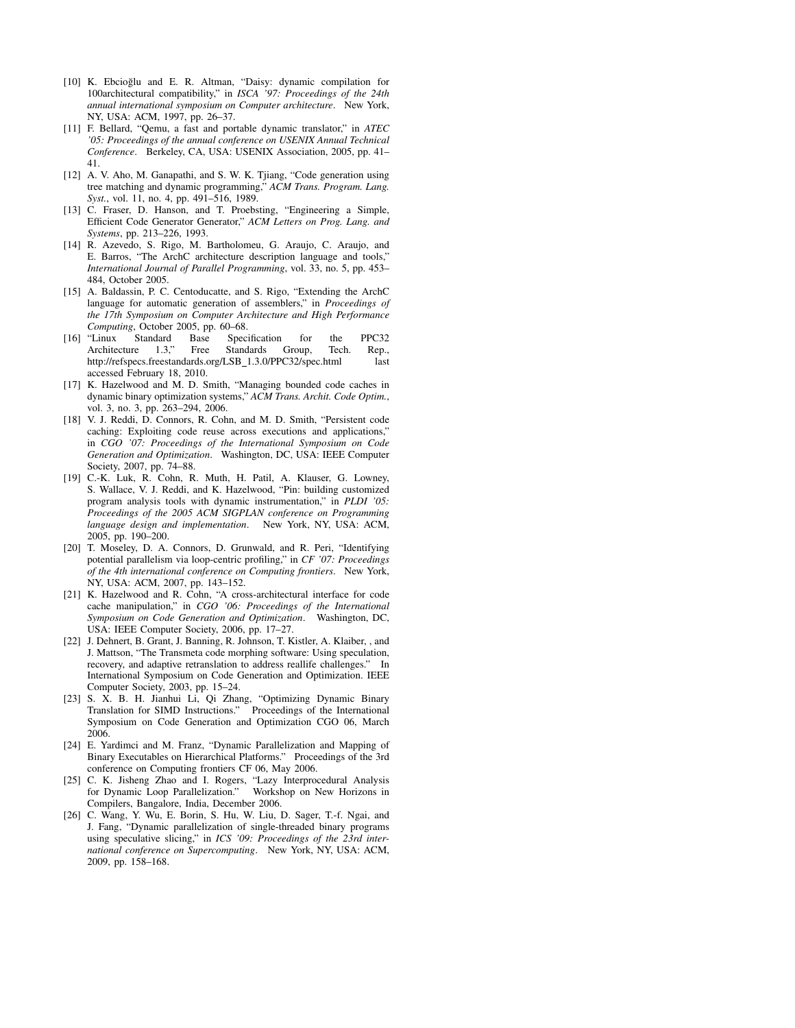[10] K. Ebcioğlu and E. R. Altman, "Daisy: dynamic compilation for 100architectural compatibility," in *ISCA '97: Proceedings of the 24th annual international symposium on Computer architecture*. New York, NY, USA: ACM, 1997, pp. 26–37.

[11] F. Bellard, "Qemu, a fast and portable dynamic translator," in *ATEC '05: Proceedings of the annual conference on USENIX Annual Technical Conference*. Berkeley, CA, USA: USENIX Association, 2005, pp. 41–41.

[12] A. V. Aho, M. Ganapathi, and S. W. K. Tjiang, "Code generation using tree matching and dynamic programming," *ACM Trans. Program. Lang. Syst.*, vol. 11, no. 4, pp. 491–516, 1989.

[13] C. Fraser, D. Hanson, and T. Proebsting, "Engineering a Simple, Efficient Code Generator Generator," *ACM Letters on Prog. Lang. and Systems*, pp. 213–226, 1993.

[14] R. Azevedo, S. Rigo, M. Bartholomeu, G. Araujo, C. Araujo, and E. Barros, "The ArchC architecture description language and tools," *International Journal of Parallel Programming*, vol. 33, no. 5, pp. 453–484, October 2005.

[15] A. Baldassin, P. C. Centoducatte, and S. Rigo, "Extending the ArchC language for automatic generation of assemblers," in *Proceedings of the 17th Symposium on Computer Architecture and High Performance Computing*, October 2005, pp. 60–68.

[16] "Linux Standard Base Specification for the PPC32 Architecture 1.3," Free Standards Group, Tech. Rep., http://refspecs.freestandards.org/LSB_1.3.0/PPC32/spec.html last accessed February 18, 2010.

[17] K. Hazelwood and M. D. Smith, "Managing bounded code caches in dynamic binary optimization systems," *ACM Trans. Archit. Code Optim.*, vol. 3, no. 3, pp. 263–294, 2006.

[18] V. J. Reddi, D. Connors, R. Cohn, and M. D. Smith, "Persistent code caching: Exploiting code reuse across executions and applications," in *CGO '07: Proceedings of the International Symposium on Code Generation and Optimization*. Washington, DC, USA: IEEE Computer Society, 2007, pp. 74–88.

[19] C.-K. Luk, R. Cohn, R. Muth, H. Patil, A. Klauser, G. Lowney, S. Wallace, V. J. Reddi, and K. Hazelwood, "Pin: building customized program analysis tools with dynamic instrumentation," in *PLDI '05: Proceedings of the 2005 ACM SIGPLAN conference on Programming language design and implementation*. New York, NY, USA: ACM, 2005, pp. 190–200.

[20] T. Moseley, D. A. Connors, D. Grunwald, and R. Peri, "Identifying potential parallelism via loop-centric profiling," in *CF '07: Proceedings of the 4th international conference on Computing frontiers*. New York, NY, USA: ACM, 2007, pp. 143–152.

[21] K. Hazelwood and R. Cohn, "A cross-architectural interface for code cache manipulation," in *CGO '06: Proceedings of the International Symposium on Code Generation and Optimization*. Washington, DC, USA: IEEE Computer Society, 2006, pp. 17–27.

[22] J. Dehnert, B. Grant, J. Banning, R. Johnson, T. Kistler, A. Klaiber, , and J. Mattson, "The Transmeta code morphing software: Using speculation, recovery, and adaptive retranslation to address reallife challenges." In International Symposium on Code Generation and Optimization. IEEE Computer Society, 2003, pp. 15–24.

[23] S. X. B. H. Jianhui Li, Qi Zhang, "Optimizing Dynamic Binary Translation for SIMD Instructions." Proceedings of the International Symposium on Code Generation and Optimization CGO 06, March 2006.

[24] E. Yardimci and M. Franz, "Dynamic Parallelization and Mapping of Binary Executables on Hierarchical Platforms." Proceedings of the 3rd conference on Computing frontiers CF 06, May 2006.

[25] C. K. Jisheng Zhao and I. Rogers, "Lazy Interprocedural Analysis for Dynamic Loop Parallelization." Workshop on New Horizons in Compilers, Bangalore, India, December 2006.

[26] C. Wang, Y. Wu, E. Borin, S. Hu, W. Liu, D. Sager, T.-f. Ngai, and J. Fang, "Dynamic parallelization of single-threaded binary programs using speculative slicing," in *ICS '09: Proceedings of the 23rd international conference on Supercomputing*. New York, NY, USA: ACM, 2009, pp. 158–168.